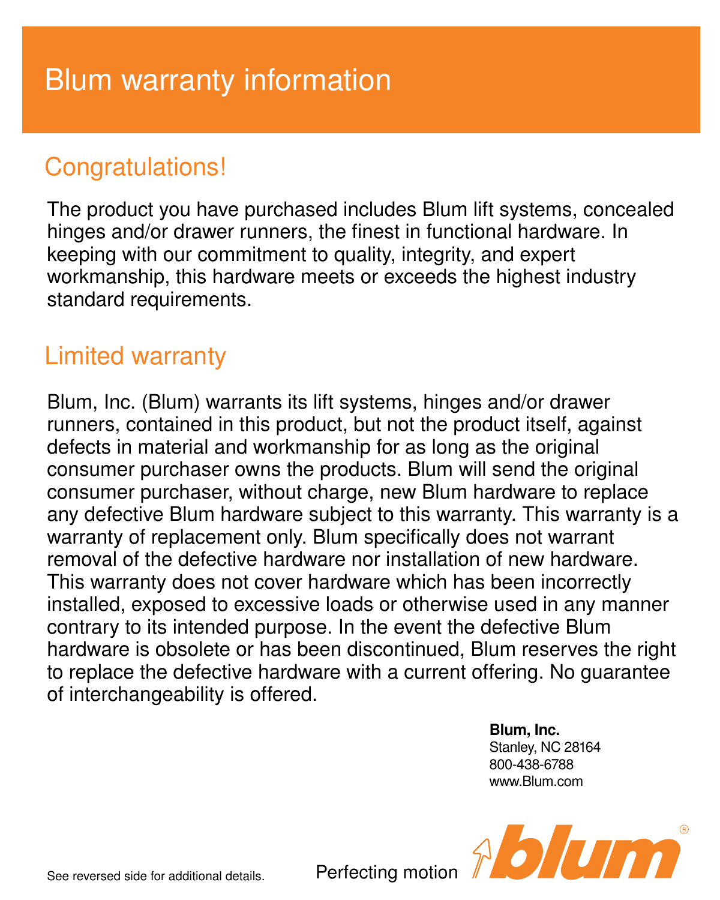# Blum warranty information

## Congratulations!

The product you have purchased includes Blum lift systems, concealed hinges and/or drawer runners, the finest in functional hardware. In keeping with our commitment to quality, integrity, and expert workmanship, this hardware meets or exceeds the highest industry standard requirements.

## Limited warranty

Blum, Inc. (Blum) warrants its lift systems, hinges and/or drawer runners, contained in this product, but not the product itself, against defects in material and workmanship for as long as the original consumer purchaser owns the products. Blum will send the original consumer purchaser, without charge, new Blum hardware to replace any defective Blum hardware subject to this warranty. This warranty is a warranty of replacement only. Blum specifically does not warrant removal of the defective hardware nor installation of new hardware. This warranty does not cover hardware which has been incorrectly installed, exposed to excessive loads or otherwise used in any manner contrary to its intended purpose. In the event the defective Blum hardware is obsolete or has been discontinued, Blum reserves the right to replace the defective hardware with a current offering. No guarantee of interchangeability is offered.

**Blum, Inc.**
Stanley, NC 28164
800-438-6788
www.Blum.com

See reversed side for additional details.

Perfecting motion

blum®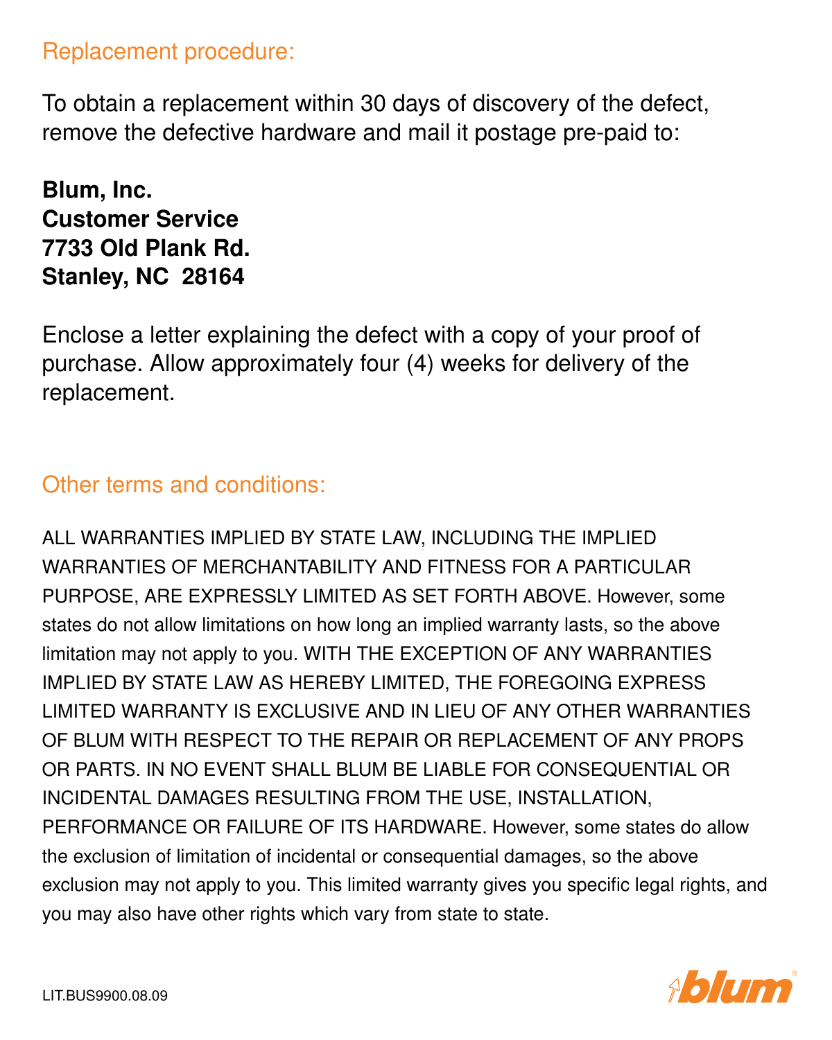## Replacement procedure:

To obtain a replacement within 30 days of discovery of the defect, remove the defective hardware and mail it postage pre-paid to:

**Blum, Inc.**
**Customer Service**
**7733 Old Plank Rd.**
**Stanley, NC 28164**

Enclose a letter explaining the defect with a copy of your proof of purchase. Allow approximately four (4) weeks for delivery of the replacement.

## Other terms and conditions:

ALL WARRANTIES IMPLIED BY STATE LAW, INCLUDING THE IMPLIED WARRANTIES OF MERCHANTABILITY AND FITNESS FOR A PARTICULAR PURPOSE, ARE EXPRESSLY LIMITED AS SET FORTH ABOVE. However, some states do not allow limitations on how long an implied warranty lasts, so the above limitation may not apply to you. WITH THE EXCEPTION OF ANY WARRANTIES IMPLIED BY STATE LAW AS HEREBY LIMITED, THE FOREGOING EXPRESS LIMITED WARRANTY IS EXCLUSIVE AND IN LIEU OF ANY OTHER WARRANTIES OF BLUM WITH RESPECT TO THE REPAIR OR REPLACEMENT OF ANY PROPS OR PARTS. IN NO EVENT SHALL BLUM BE LIABLE FOR CONSEQUENTIAL OR INCIDENTAL DAMAGES RESULTING FROM THE USE, INSTALLATION, PERFORMANCE OR FAILURE OF ITS HARDWARE. However, some states do allow the exclusion of limitation of incidental or consequential damages, so the above exclusion may not apply to you. This limited warranty gives you specific legal rights, and you may also have other rights which vary from state to state.

LIT.BUS9900.08.09

blum®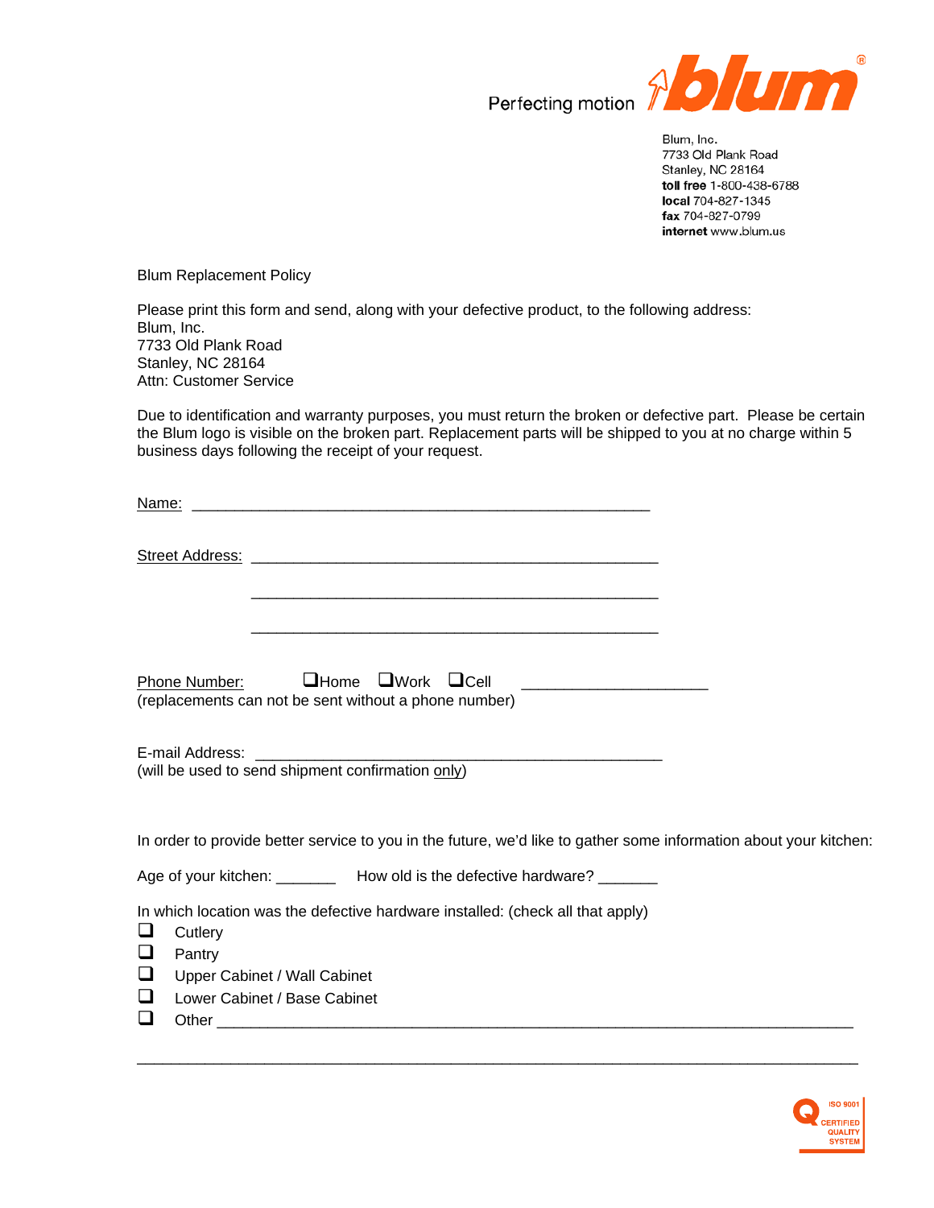Perfecting motion **blum**®

Blum, Inc.
7733 Old Plank Road
Stanley, NC 28164
**toll free** 1-800-438-6788
**local** 704-827-1345
**fax** 704-827-0799
**internet** www.blum.us

Blum Replacement Policy

Please print this form and send, along with your defective product, to the following address:
Blum, Inc.
7733 Old Plank Road
Stanley, NC 28164
Attn: Customer Service

Due to identification and warranty purposes, you must return the broken or defective part. Please be certain the Blum logo is visible on the broken part. Replacement parts will be shipped to you at no charge within 5 business days following the receipt of your request.

Name: ___________________________________________________

Street Address: ______________________________________________

______________________________________________

______________________________________________

Phone Number: ☐Home ☐Work ☐Cell _____________________
(replacements can not be sent without a phone number)

E-mail Address: ______________________________________________
(will be used to send shipment confirmation only)

In order to provide better service to you in the future, we'd like to gather some information about your kitchen:

Age of your kitchen: _______ How old is the defective hardware? _______

In which location was the defective hardware installed: (check all that apply)

- ☐ Cutlery
- ☐ Pantry
- ☐ Upper Cabinet / Wall Cabinet
- ☐ Lower Cabinet / Base Cabinet
- ☐ Other ________________________________________________________________________

________________________________________________________________________________

ISO 9001 CERTIFIED QUALITY SYSTEM